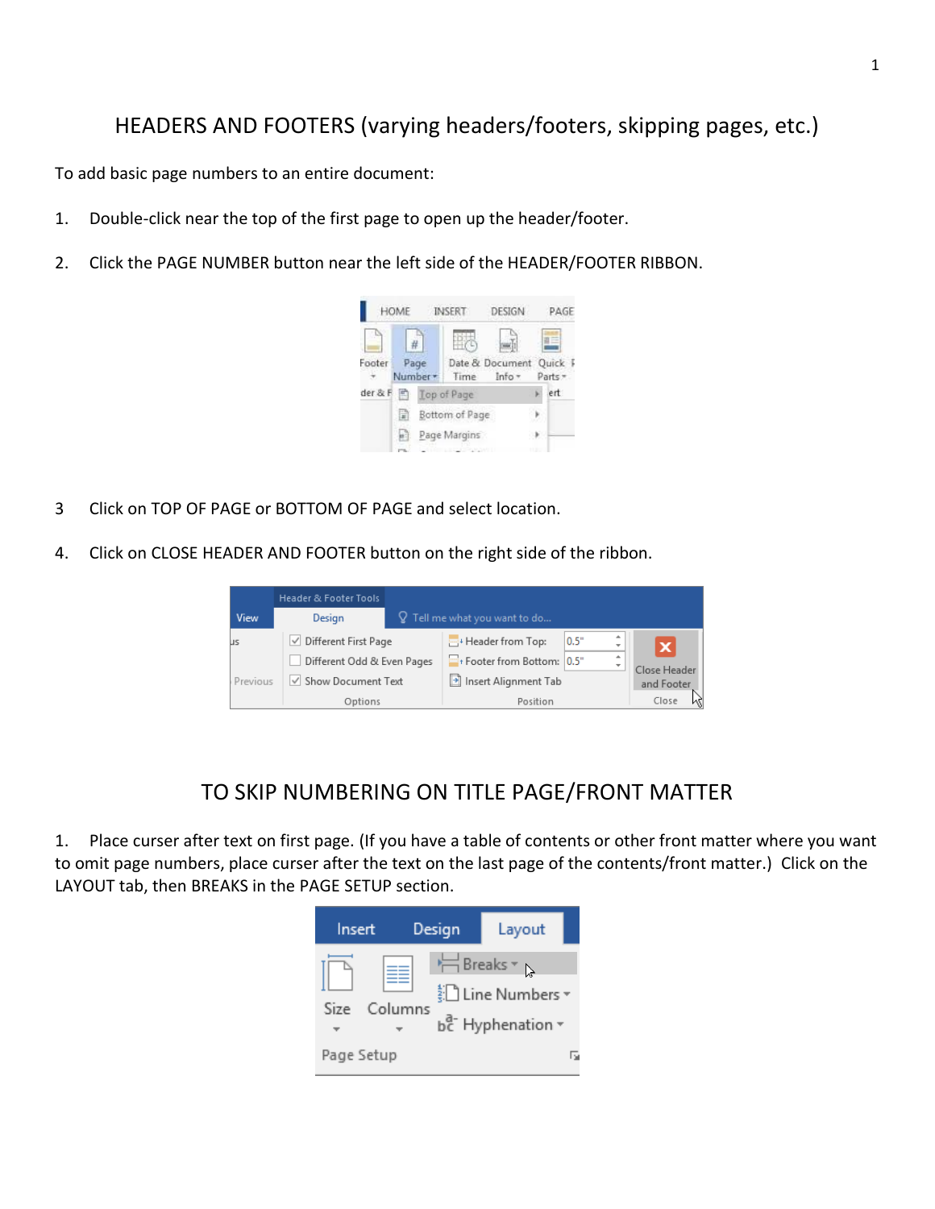# HEADERS AND FOOTERS (varying headers/footers, skipping pages, etc.)

To add basic page numbers to an entire document:

1. Double-click near the top of the first page to open up the header/footer.

2. Click the PAGE NUMBER button near the left side of the HEADER/FOOTER RIBBON.

3 Click on TOP OF PAGE or BOTTOM OF PAGE and select location.

4. Click on CLOSE HEADER AND FOOTER button on the right side of the ribbon.

## TO SKIP NUMBERING ON TITLE PAGE/FRONT MATTER

1. Place curser after text on first page. (If you have a table of contents or other front matter where you want to omit page numbers, place curser after the text on the last page of the contents/front matter.) Click on the LAYOUT tab, then BREAKS in the PAGE SETUP section.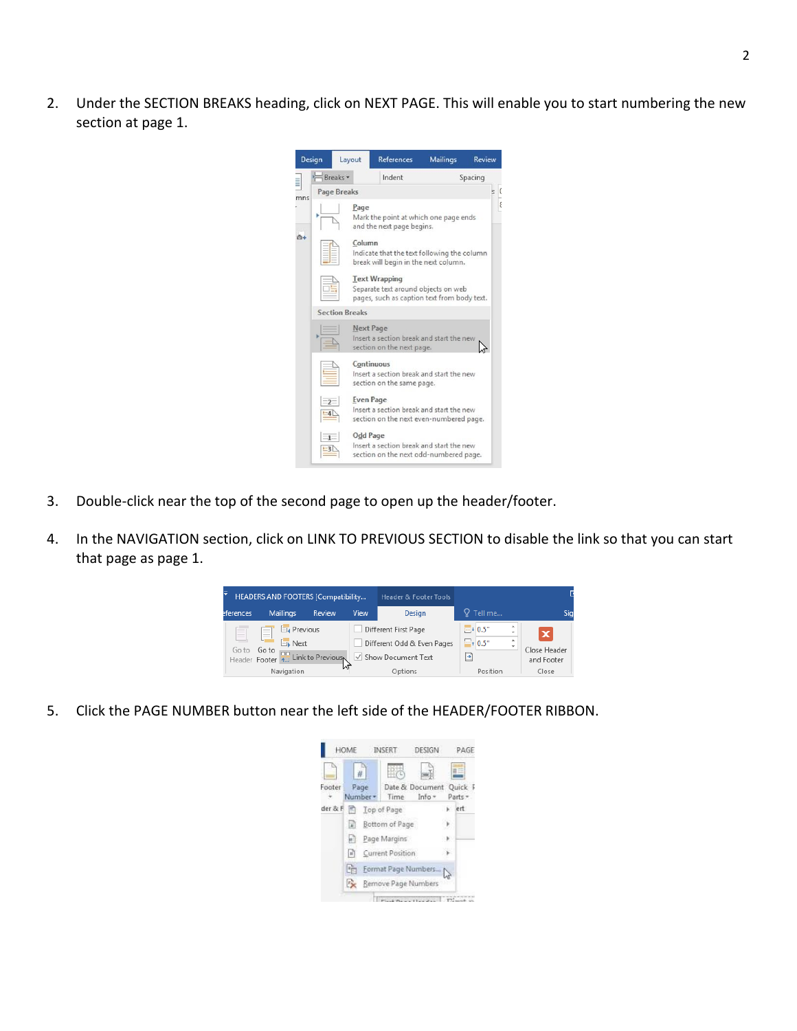2. Under the SECTION BREAKS heading, click on NEXT PAGE. This will enable you to start numbering the new section at page 1.

3. Double-click near the top of the second page to open up the header/footer.

4. In the NAVIGATION section, click on LINK TO PREVIOUS SECTION to disable the link so that you can start that page as page 1.

5. Click the PAGE NUMBER button near the left side of the HEADER/FOOTER RIBBON.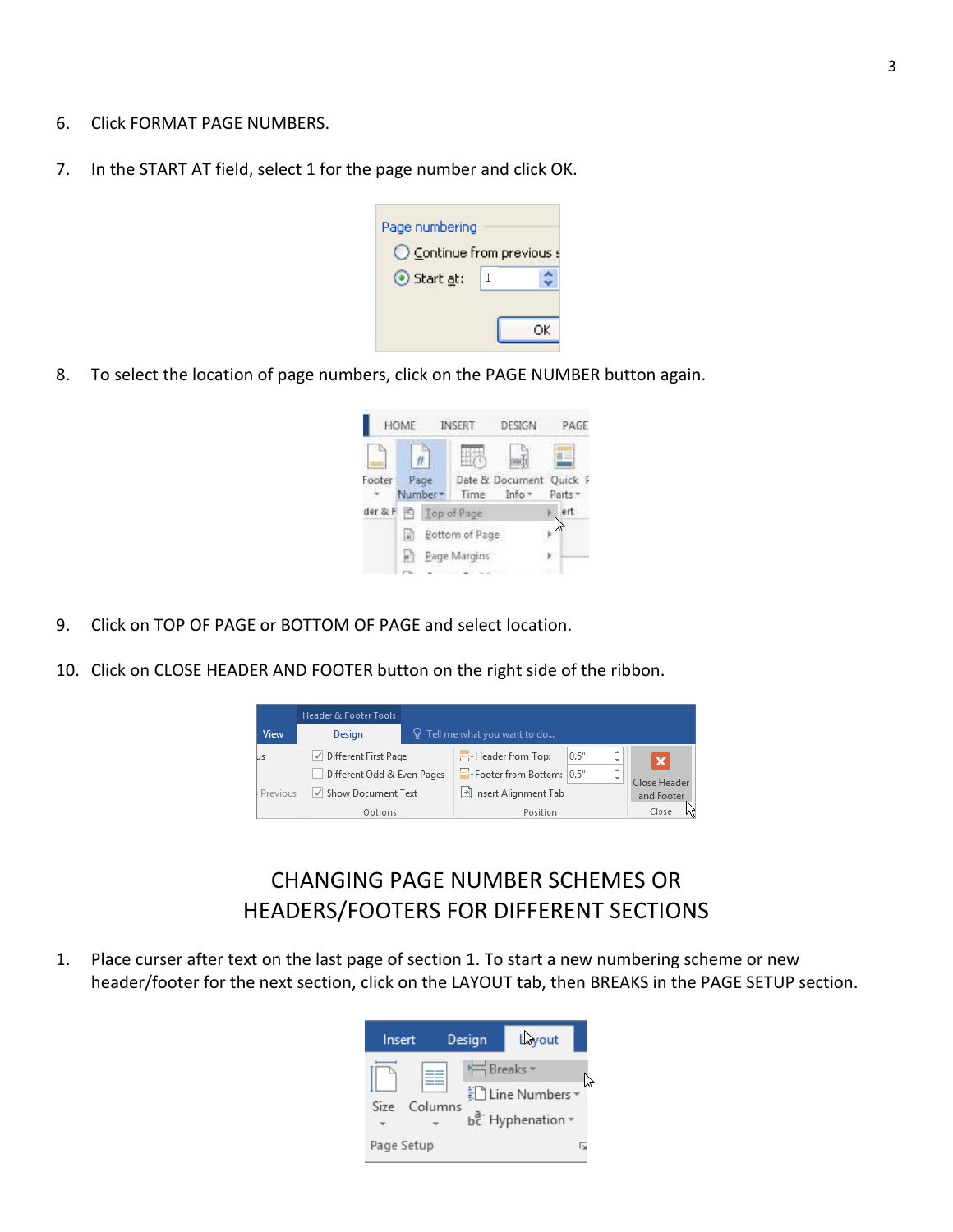6. Click FORMAT PAGE NUMBERS.

7. In the START AT field, select 1 for the page number and click OK.

8. To select the location of page numbers, click on the PAGE NUMBER button again.

9. Click on TOP OF PAGE or BOTTOM OF PAGE and select location.

10. Click on CLOSE HEADER AND FOOTER button on the right side of the ribbon.

## CHANGING PAGE NUMBER SCHEMES OR HEADERS/FOOTERS FOR DIFFERENT SECTIONS

1. Place curser after text on the last page of section 1. To start a new numbering scheme or new header/footer for the next section, click on the LAYOUT tab, then BREAKS in the PAGE SETUP section.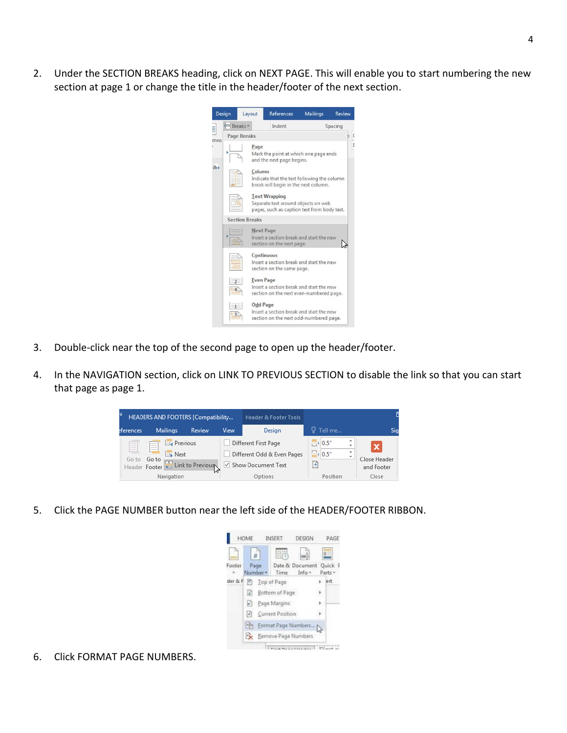2. Under the SECTION BREAKS heading, click on NEXT PAGE. This will enable you to start numbering the new section at page 1 or change the title in the header/footer of the next section.

3. Double-click near the top of the second page to open up the header/footer.

4. In the NAVIGATION section, click on LINK TO PREVIOUS SECTION to disable the link so that you can start that page as page 1.

5. Click the PAGE NUMBER button near the left side of the HEADER/FOOTER RIBBON.

6. Click FORMAT PAGE NUMBERS.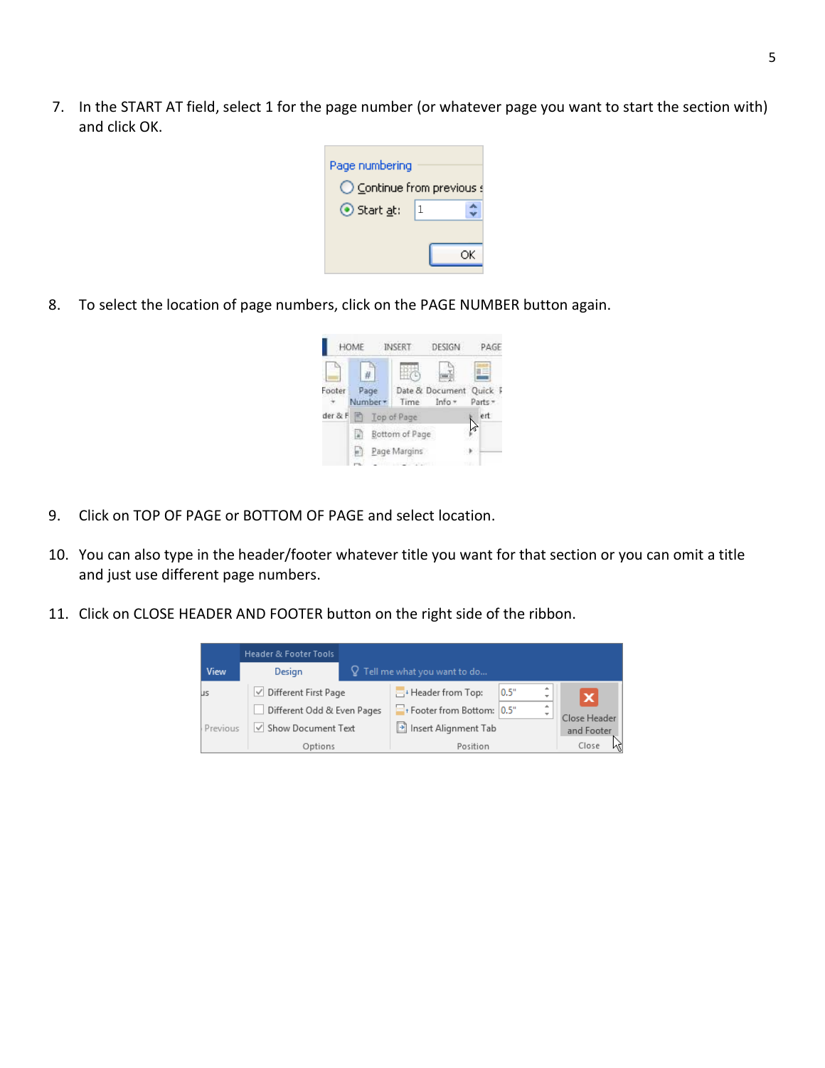7. In the START AT field, select 1 for the page number (or whatever page you want to start the section with) and click OK.

8. To select the location of page numbers, click on the PAGE NUMBER button again.

9. Click on TOP OF PAGE or BOTTOM OF PAGE and select location.

10. You can also type in the header/footer whatever title you want for that section or you can omit a title and just use different page numbers.

11. Click on CLOSE HEADER AND FOOTER button on the right side of the ribbon.